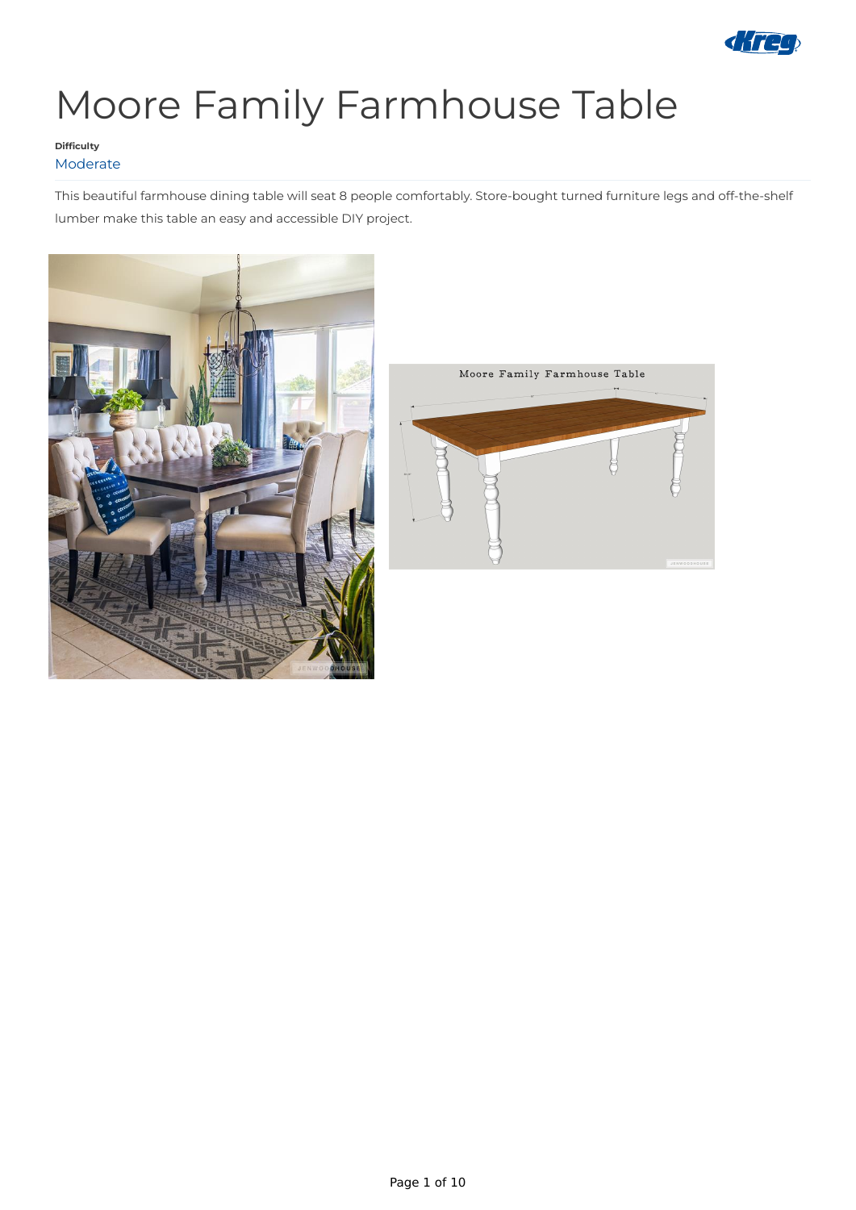# Moore Family Farmhouse Table

**Difficulty**

Moderate

This beautiful farmhouse dining table will seat 8 people comfortably. Store-bought turned furniture legs and off-the-shelf lumber make this table an easy and accessible DIY project.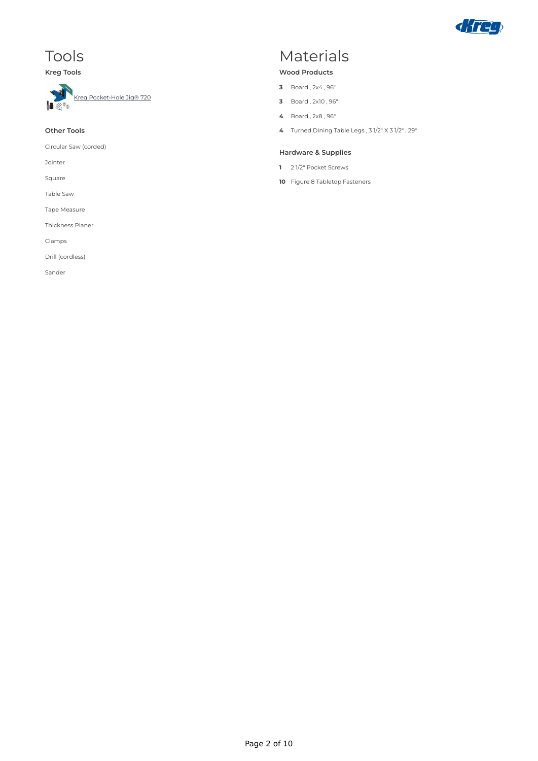# Tools

### Kreg Tools

Kreg Pocket-Hole Jig® 720

### Other Tools

Circular Saw (corded)

Jointer

Square

Table Saw

Tape Measure

Thickness Planer

Clamps

Drill (cordless)

Sander

# Materials

### Wood Products

- **3** Board , 2x4 , 96"
- **3** Board , 2x10 , 96"
- **4** Board , 2x8 , 96"
- **4** Turned Dining Table Legs , 3 1/2" X 3 1/2" , 29"

### Hardware & Supplies

- **1** 2 1/2" Pocket Screws
- **10** Figure 8 Tabletop Fasteners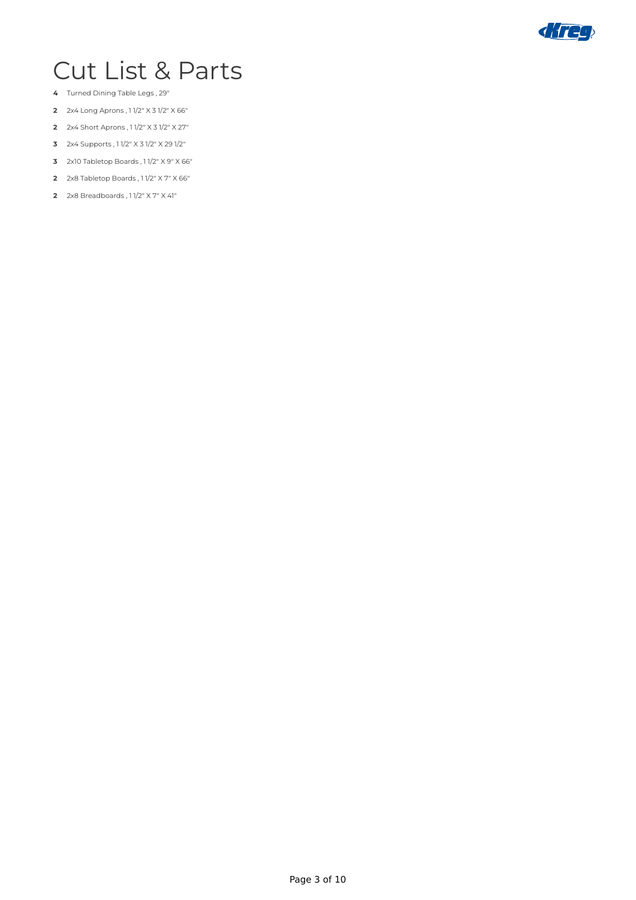# Cut List & Parts

- **4** Turned Dining Table Legs , 29"
- **2** 2x4 Long Aprons , 1 1/2" X 3 1/2" X 66"
- **2** 2x4 Short Aprons , 1 1/2" X 3 1/2" X 27"
- **3** 2x4 Supports , 1 1/2" X 3 1/2" X 29 1/2"
- **3** 2x10 Tabletop Boards , 1 1/2" X 9" X 66"
- **2** 2x8 Tabletop Boards , 1 1/2" X 7" X 66"
- **2** 2x8 Breadboards , 1 1/2" X 7" X 41"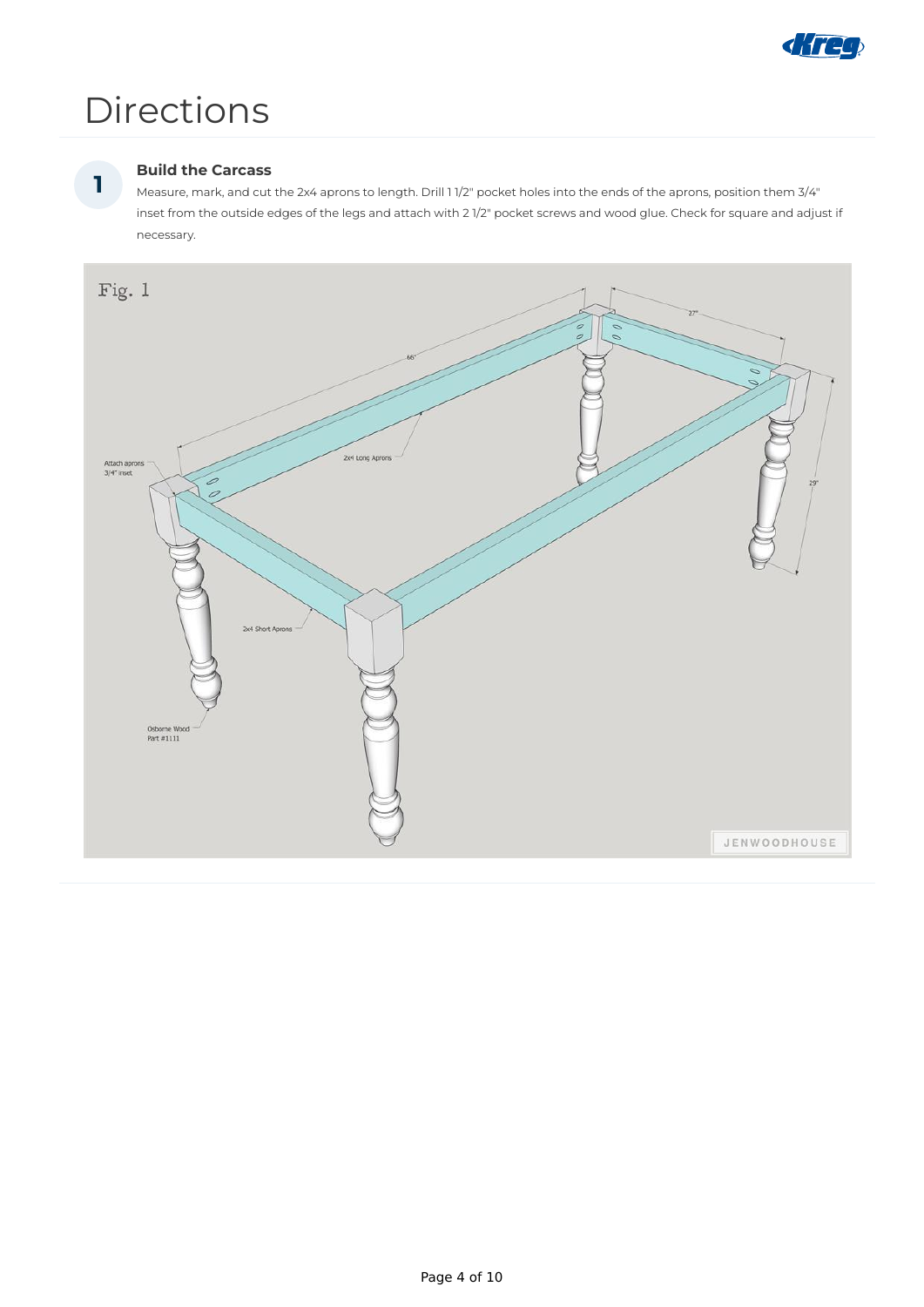# Directions

**1**

### Build the Carcass

Measure, mark, and cut the 2x4 aprons to length. Drill 1 1/2" pocket holes into the ends of the aprons, position them 3/4" inset from the outside edges of the legs and attach with 2 1/2" pocket screws and wood glue. Check for square and adjust if necessary.

Fig. 1

66"

27"

29"

Attach aprons 3/4" inset

2x4 Long Aprons

2x4 Short Aprons

Osborne Wood Part #1111

JENWOODHOUSE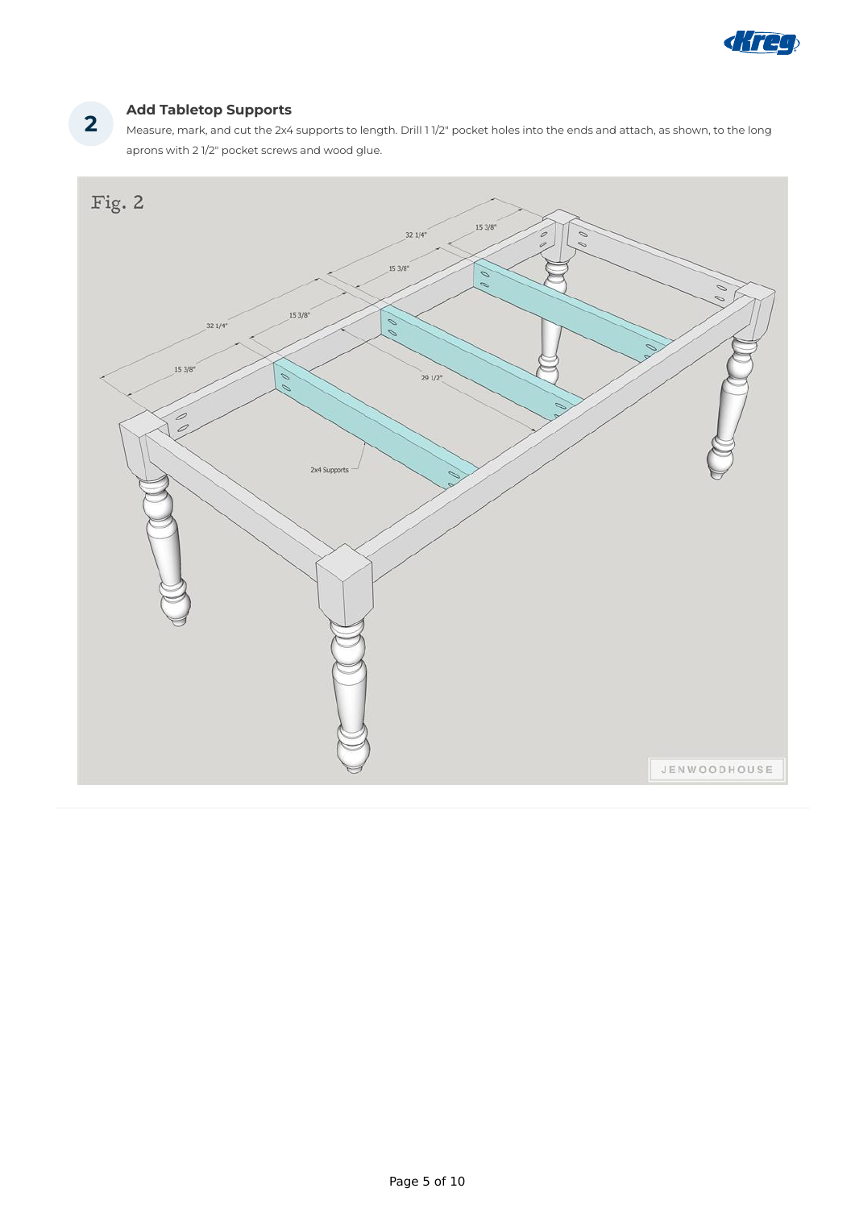## 2 Add Tabletop Supports

Measure, mark, and cut the 2x4 supports to length. Drill 1 1/2" pocket holes into the ends and attach, as shown, to the long aprons with 2 1/2" pocket screws and wood glue.

Fig. 2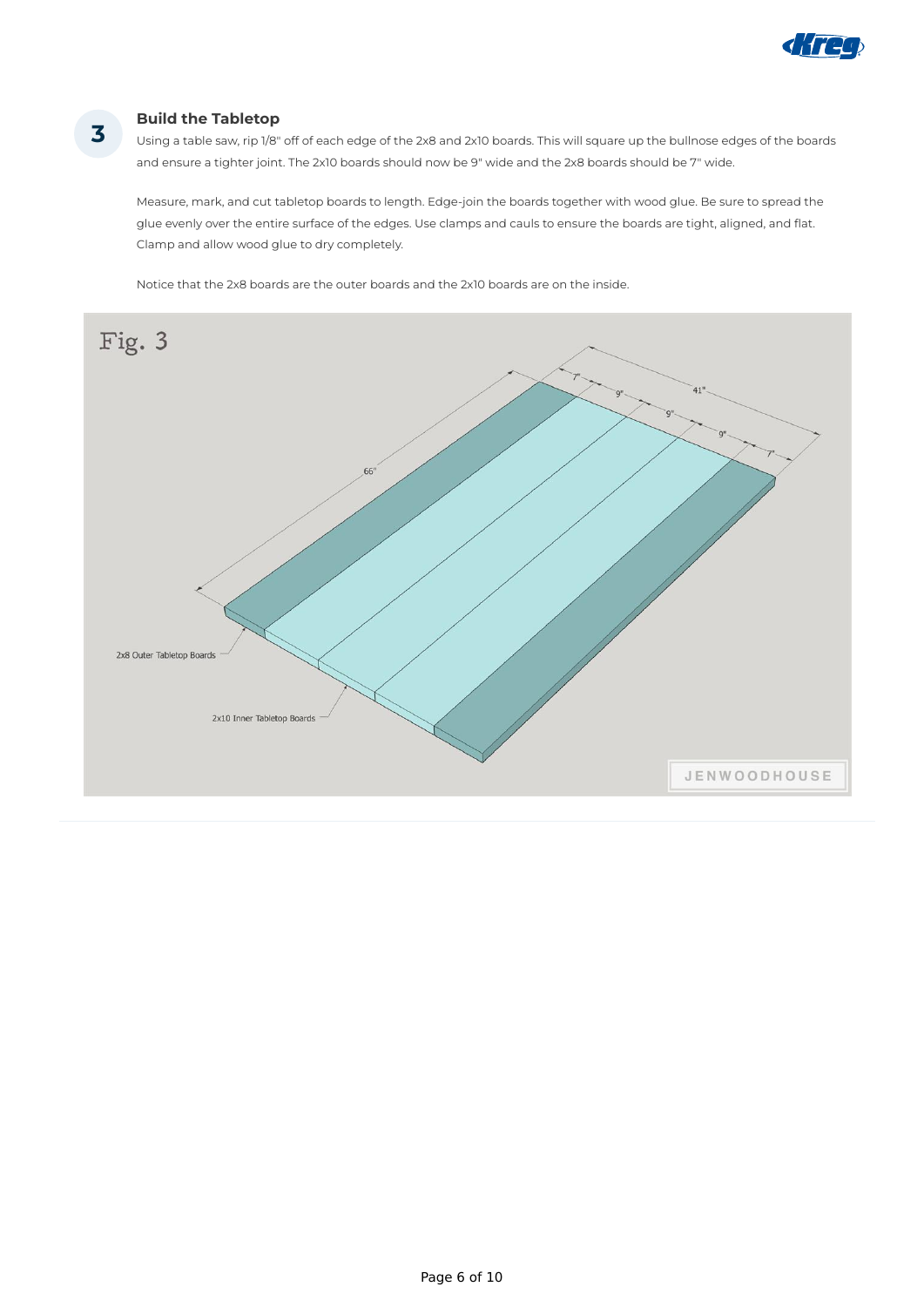## 3 Build the Tabletop

Using a table saw, rip 1/8" off of each edge of the 2x8 and 2x10 boards. This will square up the bullnose edges of the boards and ensure a tighter joint. The 2x10 boards should now be 9" wide and the 2x8 boards should be 7" wide.

Measure, mark, and cut tabletop boards to length. Edge-join the boards together with wood glue. Be sure to spread the glue evenly over the entire surface of the edges. Use clamps and cauls to ensure the boards are tight, aligned, and flat. Clamp and allow wood glue to dry completely.

Notice that the 2x8 boards are the outer boards and the 2x10 boards are on the inside.

Fig. 3

66" | 41" | 7" | 9" | 9" | 9" | 7"

2x8 Outer Tabletop Boards

2x10 Inner Tabletop Boards

JENWOODHOUSE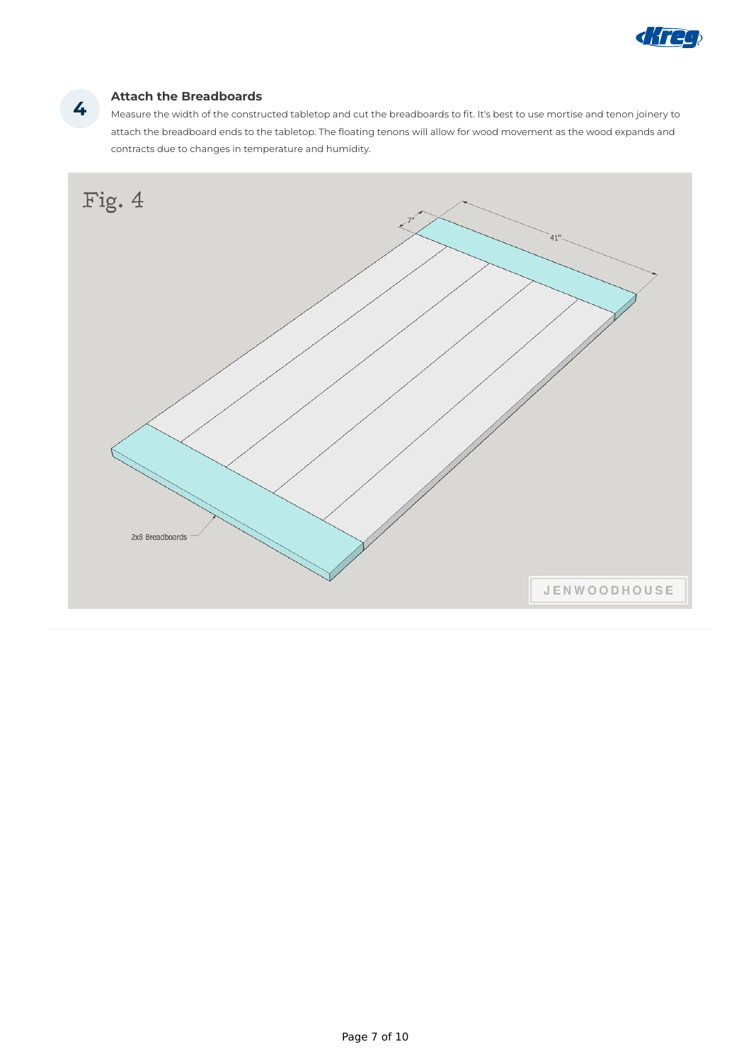## 4 Attach the Breadboards

Measure the width of the constructed tabletop and cut the breadboards to fit. It's best to use mortise and tenon joinery to attach the breadboard ends to the tabletop. The floating tenons will allow for wood movement as the wood expands and contracts due to changes in temperature and humidity.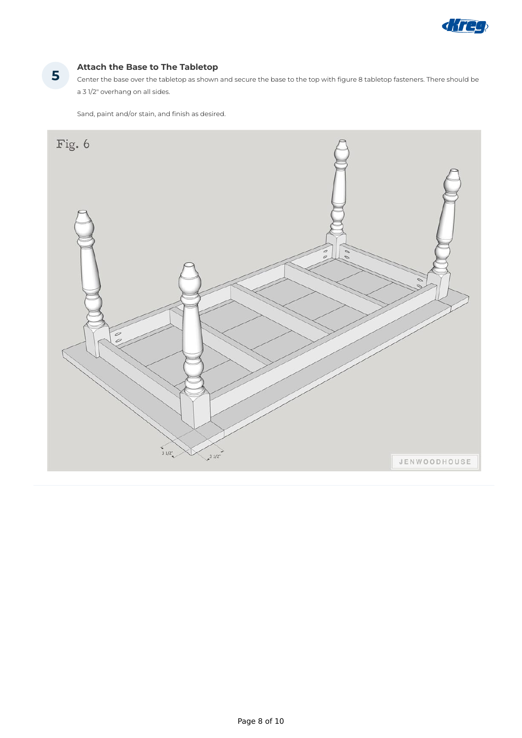## 5 Attach the Base to The Tabletop

Center the base over the tabletop as shown and secure the base to the top with figure 8 tabletop fasteners. There should be a 3 1/2" overhang on all sides.

Sand, paint and/or stain, and finish as desired.

Fig. 6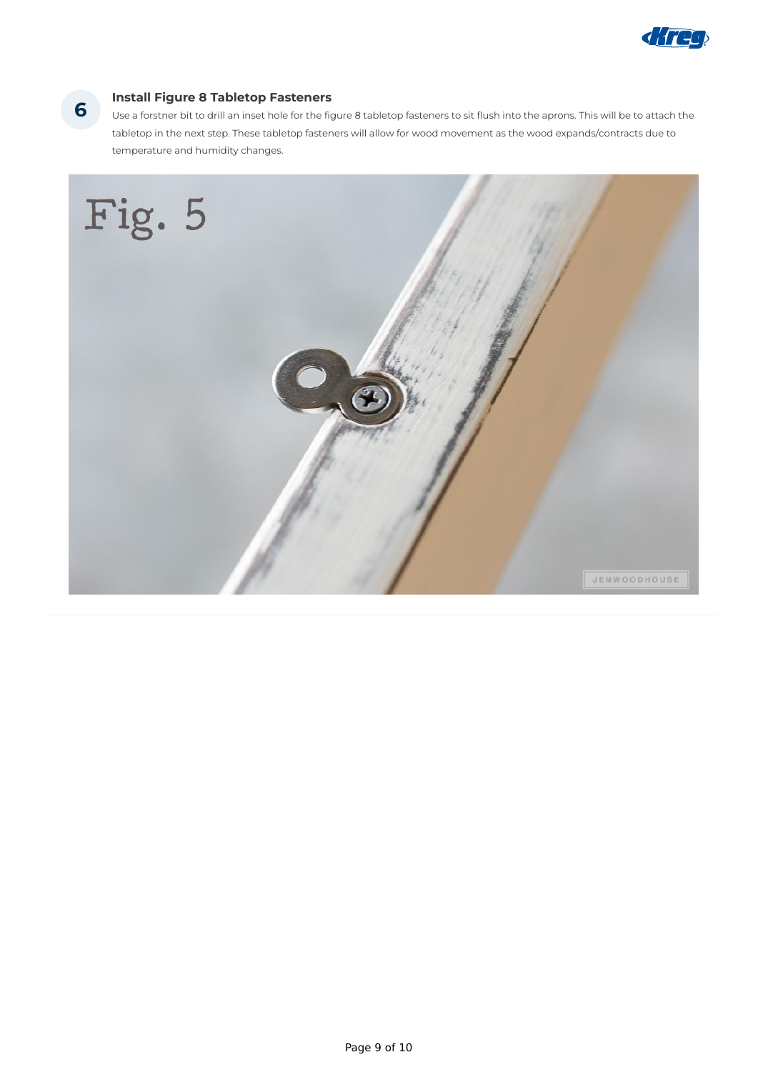## 6 Install Figure 8 Tabletop Fasteners

Use a forstner bit to drill an inset hole for the figure 8 tabletop fasteners to sit flush into the aprons. This will be to attach the tabletop in the next step. These tabletop fasteners will allow for wood movement as the wood expands/contracts due to temperature and humidity changes.

Fig. 5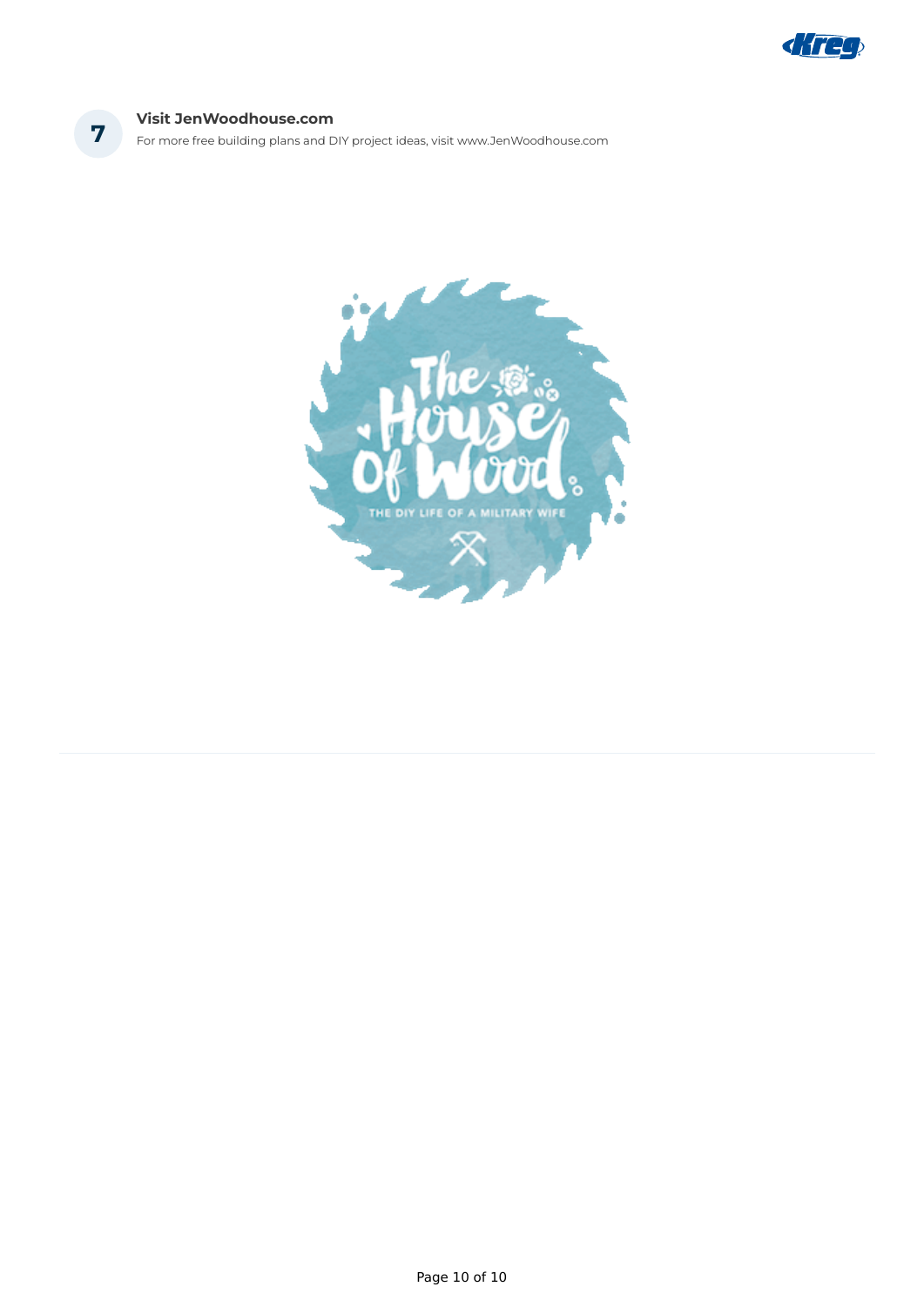7

### Visit JenWoodhouse.com

For more free building plans and DIY project ideas, visit www.JenWoodhouse.com